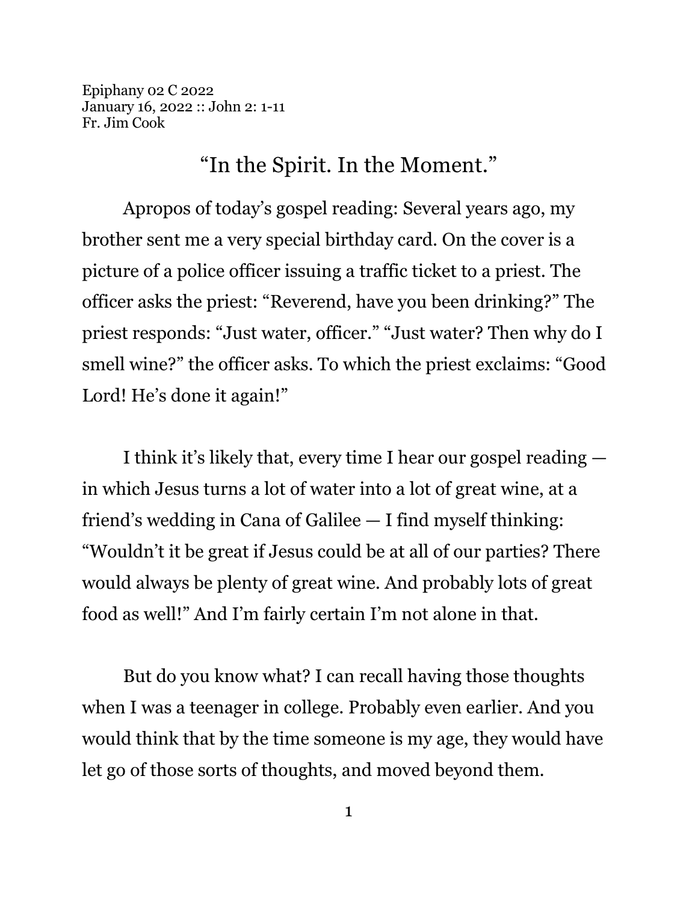Epiphany 02 C 2022
January 16, 2022 :: John 2: 1-11
Fr. Jim Cook

# "In the Spirit. In the Moment."

Apropos of today's gospel reading: Several years ago, my brother sent me a very special birthday card. On the cover is a picture of a police officer issuing a traffic ticket to a priest. The officer asks the priest: "Reverend, have you been drinking?" The priest responds: "Just water, officer." "Just water? Then why do I smell wine?" the officer asks. To which the priest exclaims: "Good Lord! He's done it again!"

I think it's likely that, every time I hear our gospel reading — in which Jesus turns a lot of water into a lot of great wine, at a friend's wedding in Cana of Galilee — I find myself thinking: "Wouldn't it be great if Jesus could be at all of our parties? There would always be plenty of great wine. And probably lots of great food as well!" And I'm fairly certain I'm not alone in that.

But do you know what? I can recall having those thoughts when I was a teenager in college. Probably even earlier. And you would think that by the time someone is my age, they would have let go of those sorts of thoughts, and moved beyond them.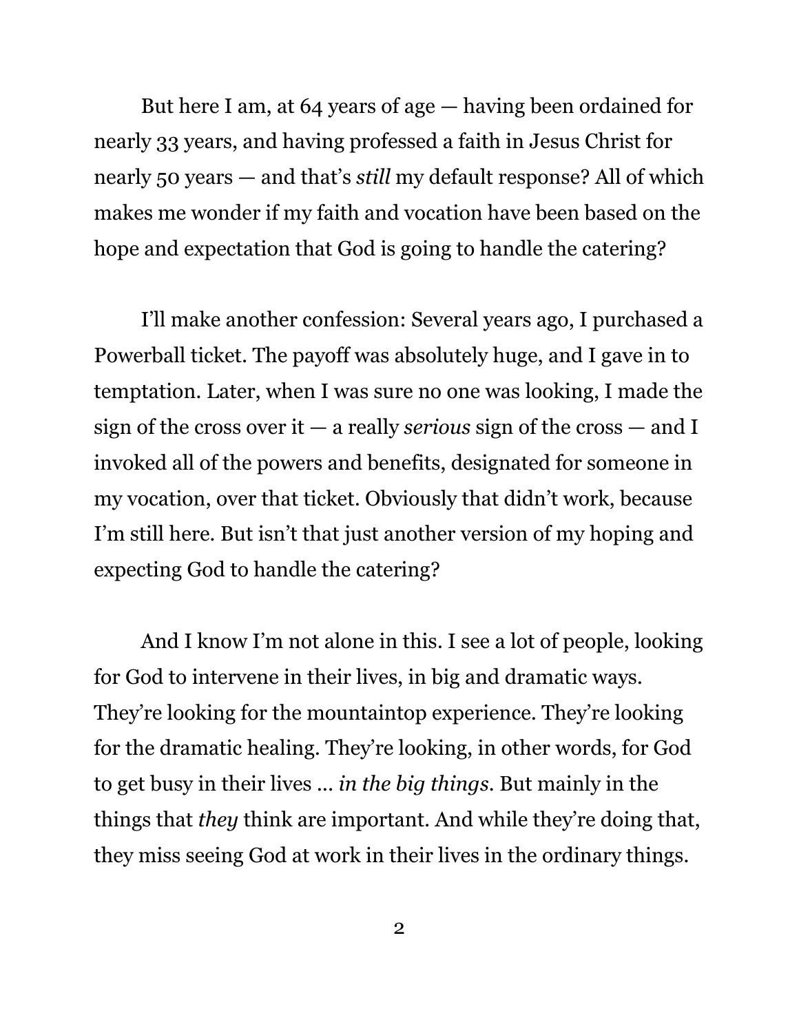But here I am, at 64 years of age — having been ordained for nearly 33 years, and having professed a faith in Jesus Christ for nearly 50 years — and that's *still* my default response? All of which makes me wonder if my faith and vocation have been based on the hope and expectation that God is going to handle the catering?

I'll make another confession: Several years ago, I purchased a Powerball ticket. The payoff was absolutely huge, and I gave in to temptation. Later, when I was sure no one was looking, I made the sign of the cross over it — a really *serious* sign of the cross — and I invoked all of the powers and benefits, designated for someone in my vocation, over that ticket. Obviously that didn't work, because I'm still here. But isn't that just another version of my hoping and expecting God to handle the catering?

And I know I'm not alone in this. I see a lot of people, looking for God to intervene in their lives, in big and dramatic ways. They're looking for the mountaintop experience. They're looking for the dramatic healing. They're looking, in other words, for God to get busy in their lives … *in the big things*. But mainly in the things that *they* think are important. And while they're doing that, they miss seeing God at work in their lives in the ordinary things.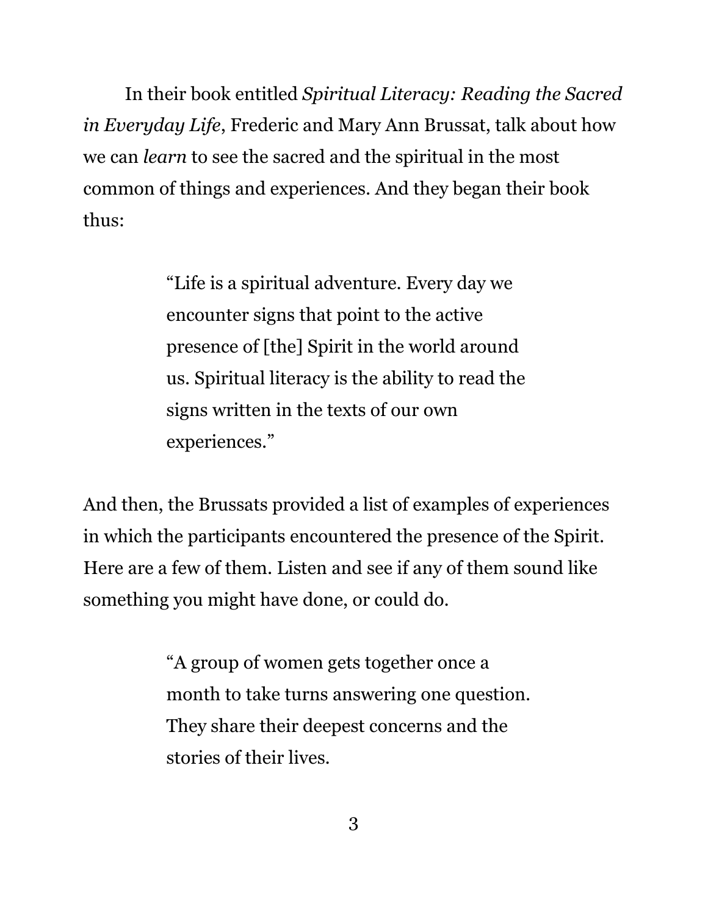In their book entitled *Spiritual Literacy: Reading the Sacred in Everyday Life*, Frederic and Mary Ann Brussat, talk about how we can *learn* to see the sacred and the spiritual in the most common of things and experiences. And they began their book thus:

> "Life is a spiritual adventure. Every day we encounter signs that point to the active presence of [the] Spirit in the world around us. Spiritual literacy is the ability to read the signs written in the texts of our own experiences."

And then, the Brussats provided a list of examples of experiences in which the participants encountered the presence of the Spirit. Here are a few of them. Listen and see if any of them sound like something you might have done, or could do.

> "A group of women gets together once a month to take turns answering one question. They share their deepest concerns and the stories of their lives.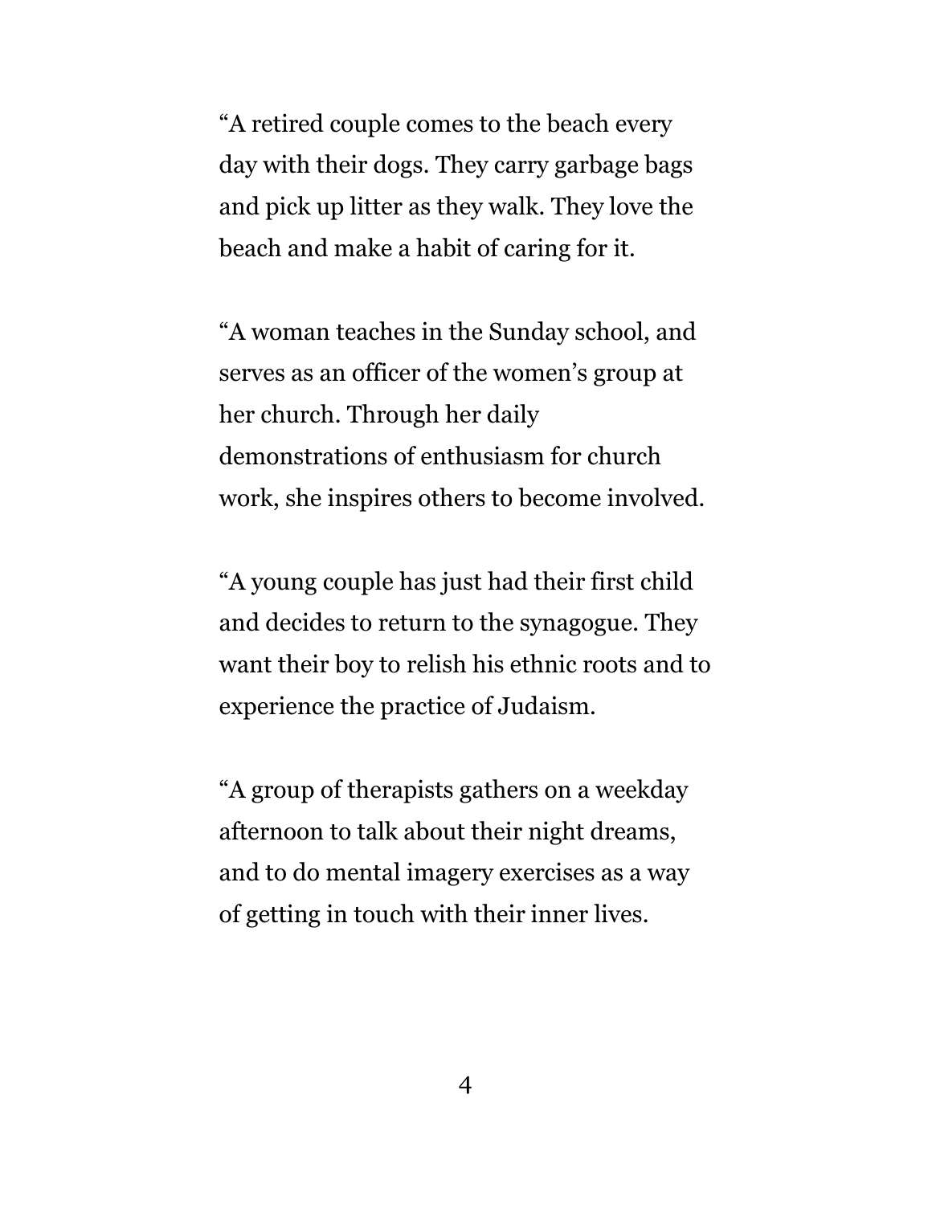“A retired couple comes to the beach every day with their dogs. They carry garbage bags and pick up litter as they walk. They love the beach and make a habit of caring for it.

“A woman teaches in the Sunday school, and serves as an officer of the women’s group at her church. Through her daily demonstrations of enthusiasm for church work, she inspires others to become involved.

“A young couple has just had their first child and decides to return to the synagogue. They want their boy to relish his ethnic roots and to experience the practice of Judaism.

“A group of therapists gathers on a weekday afternoon to talk about their night dreams, and to do mental imagery exercises as a way of getting in touch with their inner lives.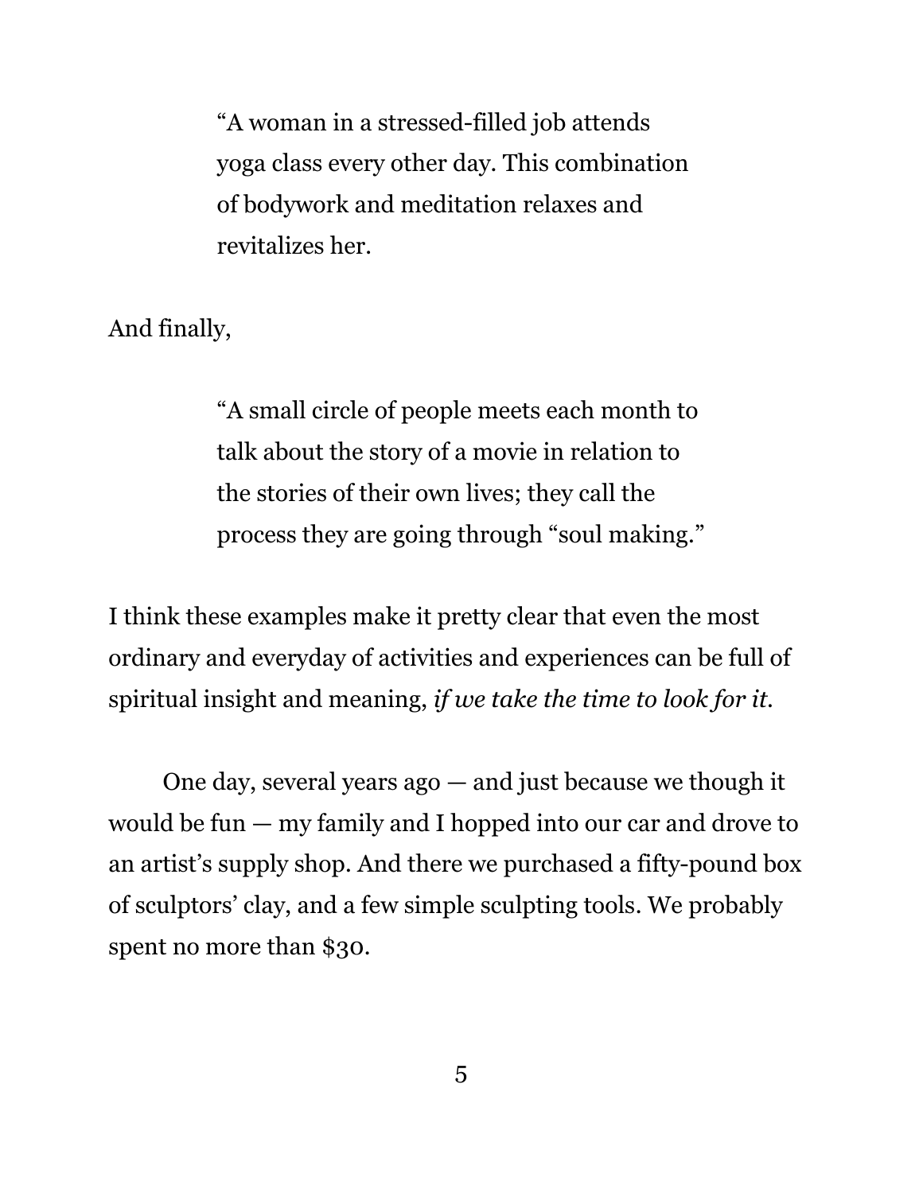> "A woman in a stressed-filled job attends yoga class every other day. This combination of bodywork and meditation relaxes and revitalizes her.

And finally,

> "A small circle of people meets each month to talk about the story of a movie in relation to the stories of their own lives; they call the process they are going through "soul making."

I think these examples make it pretty clear that even the most ordinary and everyday of activities and experiences can be full of spiritual insight and meaning, *if we take the time to look for it.*

One day, several years ago — and just because we though it would be fun — my family and I hopped into our car and drove to an artist's supply shop. And there we purchased a fifty-pound box of sculptors' clay, and a few simple sculpting tools. We probably spent no more than $30.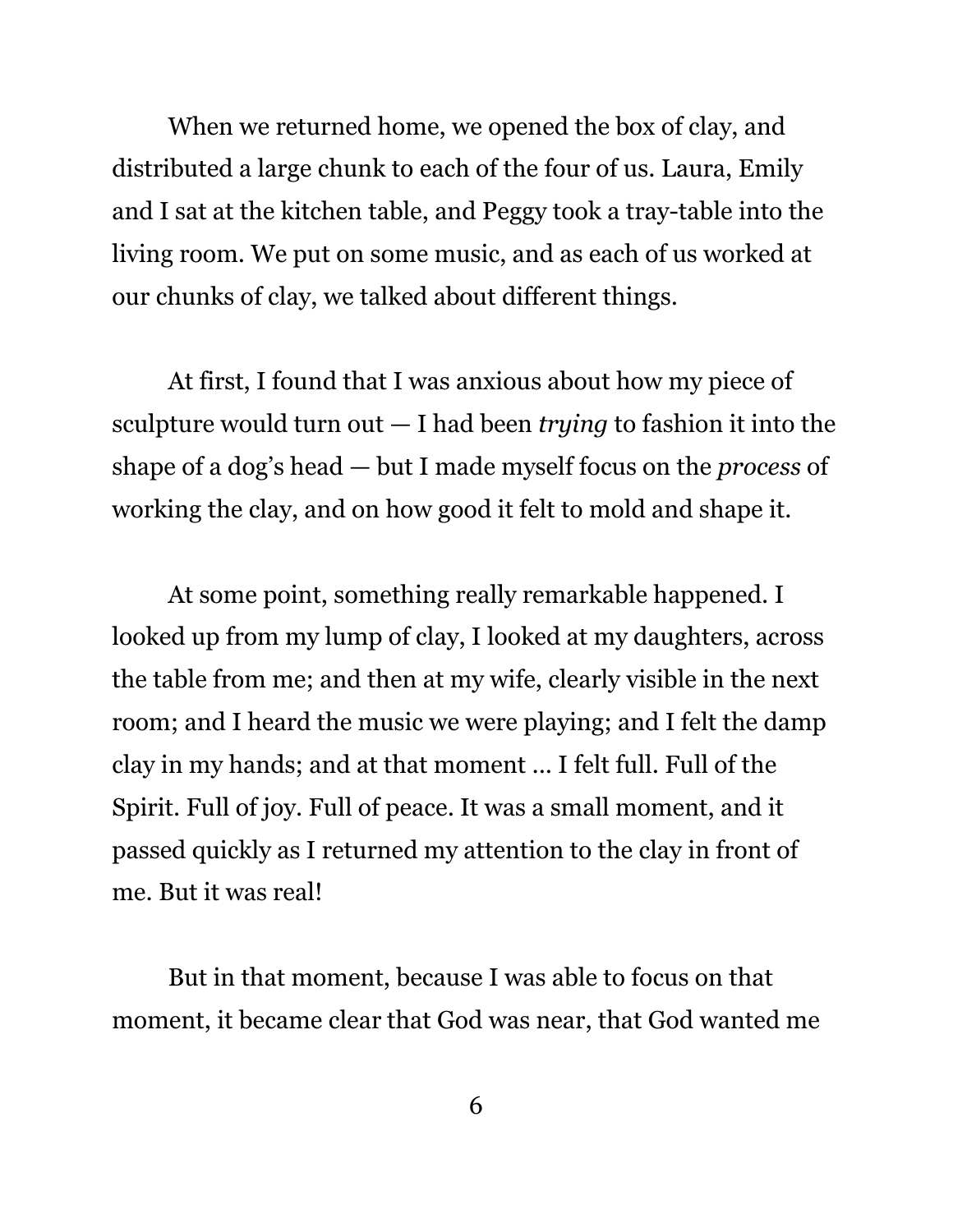When we returned home, we opened the box of clay, and distributed a large chunk to each of the four of us. Laura, Emily and I sat at the kitchen table, and Peggy took a tray-table into the living room. We put on some music, and as each of us worked at our chunks of clay, we talked about different things.

At first, I found that I was anxious about how my piece of sculpture would turn out — I had been *trying* to fashion it into the shape of a dog's head — but I made myself focus on the *process* of working the clay, and on how good it felt to mold and shape it.

At some point, something really remarkable happened. I looked up from my lump of clay, I looked at my daughters, across the table from me; and then at my wife, clearly visible in the next room; and I heard the music we were playing; and I felt the damp clay in my hands; and at that moment … I felt full. Full of the Spirit. Full of joy. Full of peace. It was a small moment, and it passed quickly as I returned my attention to the clay in front of me. But it was real!

But in that moment, because I was able to focus on that moment, it became clear that God was near, that God wanted me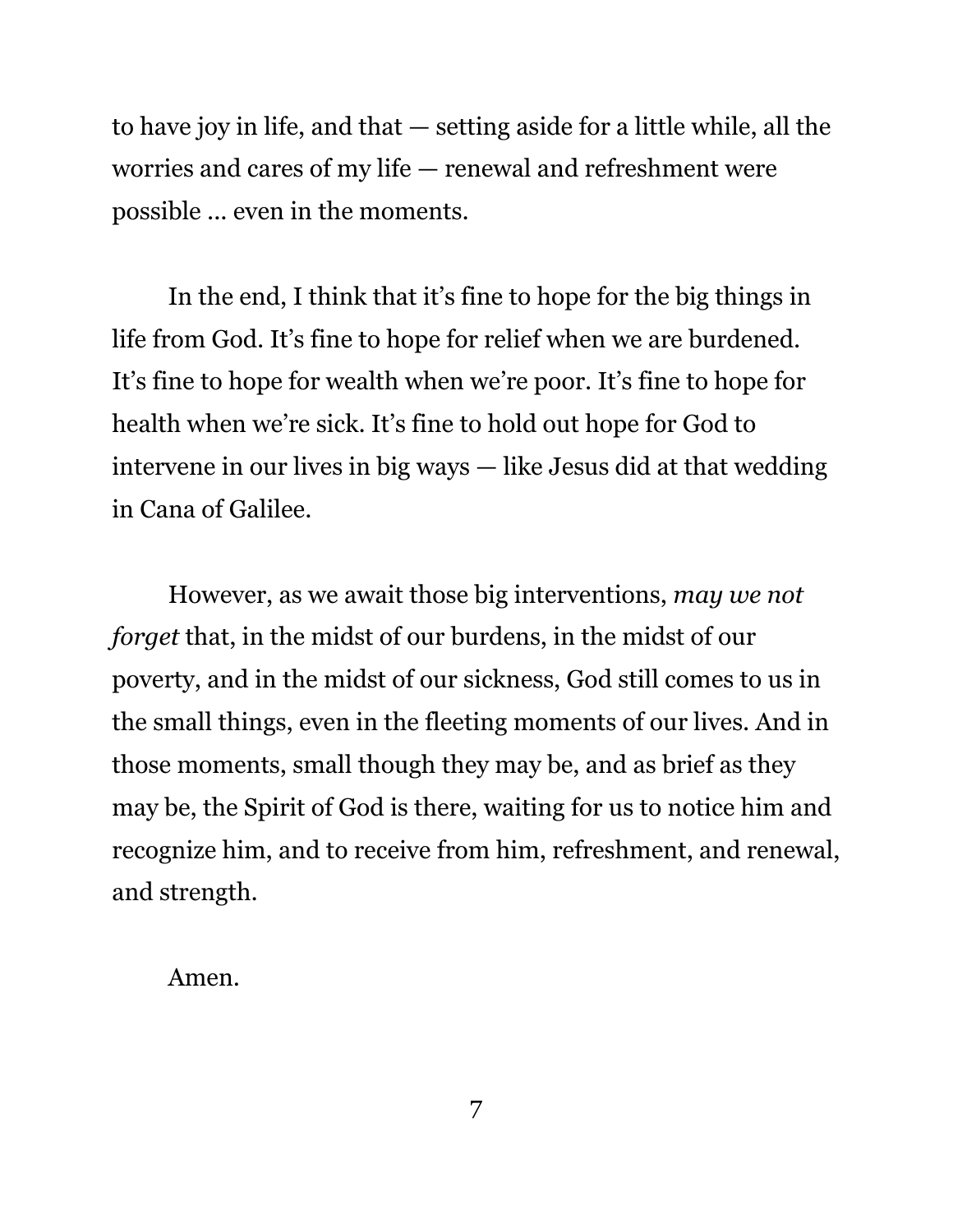to have joy in life, and that — setting aside for a little while, all the worries and cares of my life — renewal and refreshment were possible … even in the moments.

In the end, I think that it's fine to hope for the big things in life from God. It's fine to hope for relief when we are burdened. It's fine to hope for wealth when we're poor. It's fine to hope for health when we're sick. It's fine to hold out hope for God to intervene in our lives in big ways — like Jesus did at that wedding in Cana of Galilee.

However, as we await those big interventions, *may we not forget* that, in the midst of our burdens, in the midst of our poverty, and in the midst of our sickness, God still comes to us in the small things, even in the fleeting moments of our lives. And in those moments, small though they may be, and as brief as they may be, the Spirit of God is there, waiting for us to notice him and recognize him, and to receive from him, refreshment, and renewal, and strength.

Amen.